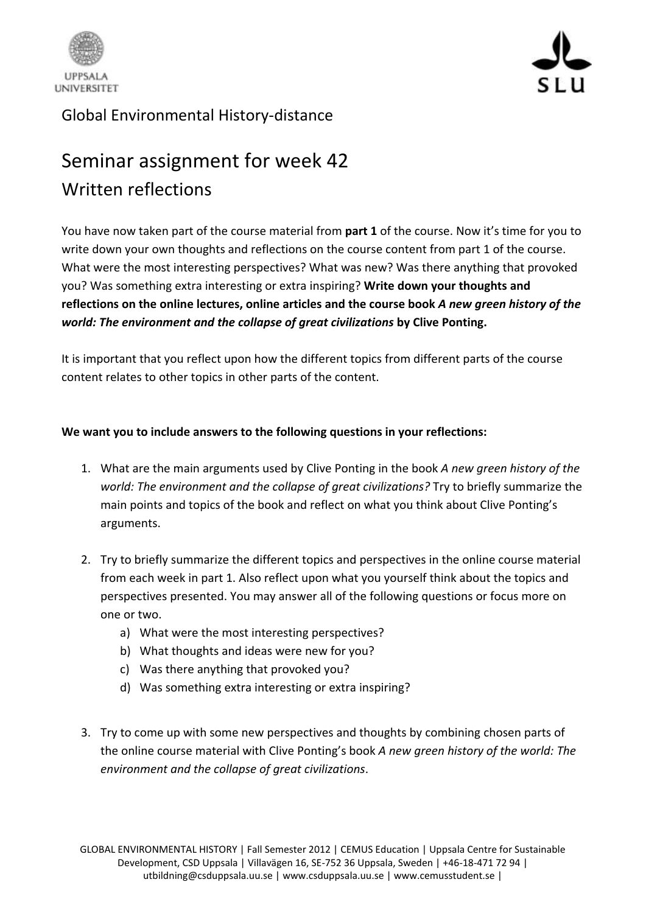Global Environmental History-distance

# Seminar assignment for week 42

## Written reflections

You have now taken part of the course material from **part 1** of the course. Now it's time for you to write down your own thoughts and reflections on the course content from part 1 of the course. What were the most interesting perspectives? What was new? Was there anything that provoked you? Was something extra interesting or extra inspiring? **Write down your thoughts and reflections on the online lectures, online articles and the course book *A new green history of the world: The environment and the collapse of great civilizations* by Clive Ponting.**

It is important that you reflect upon how the different topics from different parts of the course content relates to other topics in other parts of the content.

**We want you to include answers to the following questions in your reflections:**

1. What are the main arguments used by Clive Ponting in the book *A new green history of the world: The environment and the collapse of great civilizations?* Try to briefly summarize the main points and topics of the book and reflect on what you think about Clive Ponting's arguments.

2. Try to briefly summarize the different topics and perspectives in the online course material from each week in part 1. Also reflect upon what you yourself think about the topics and perspectives presented. You may answer all of the following questions or focus more on one or two.
   a) What were the most interesting perspectives?
   b) What thoughts and ideas were new for you?
   c) Was there anything that provoked you?
   d) Was something extra interesting or extra inspiring?

3. Try to come up with some new perspectives and thoughts by combining chosen parts of the online course material with Clive Ponting's book *A new green history of the world: The environment and the collapse of great civilizations*.

GLOBAL ENVIRONMENTAL HISTORY | Fall Semester 2012 | CEMUS Education | Uppsala Centre for Sustainable Development, CSD Uppsala | Villavägen 16, SE-752 36 Uppsala, Sweden | +46-18-471 72 94 | utbildning@csduppsala.uu.se | www.csduppsala.uu.se | www.cemusstudent.se |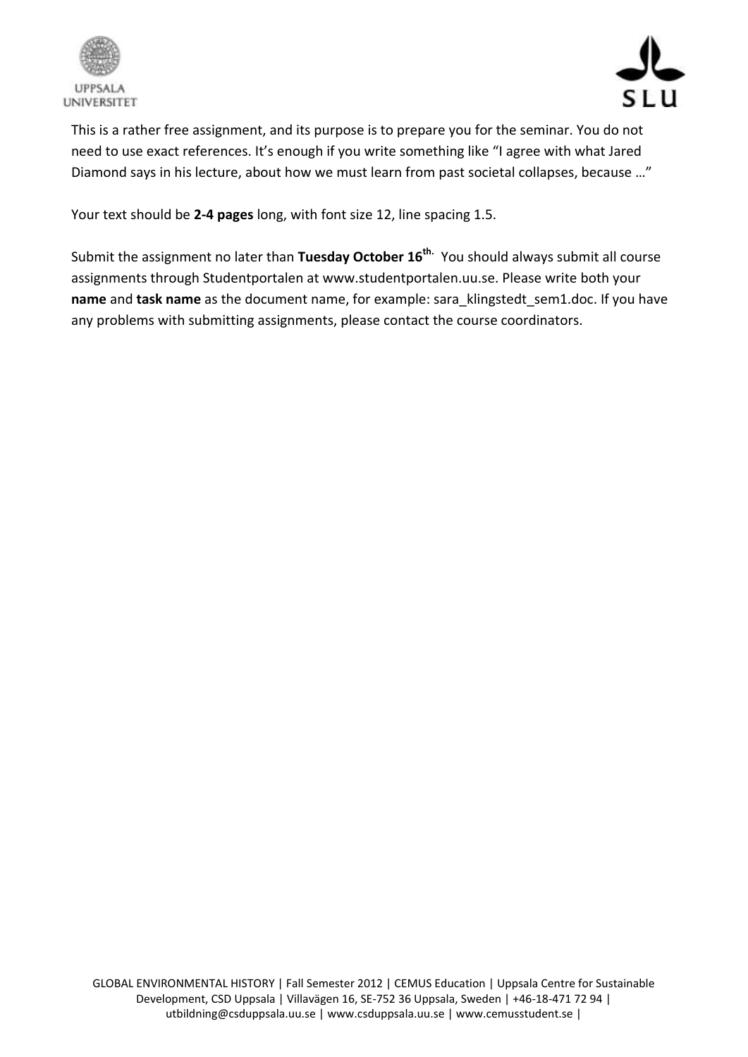This is a rather free assignment, and its purpose is to prepare you for the seminar. You do not need to use exact references. It's enough if you write something like "I agree with what Jared Diamond says in his lecture, about how we must learn from past societal collapses, because …"

Your text should be **2-4 pages** long, with font size 12, line spacing 1.5.

Submit the assignment no later than **Tuesday October 16th.** You should always submit all course assignments through Studentportalen at www.studentportalen.uu.se. Please write both your **name** and **task name** as the document name, for example: sara_klingstedt_sem1.doc. If you have any problems with submitting assignments, please contact the course coordinators.